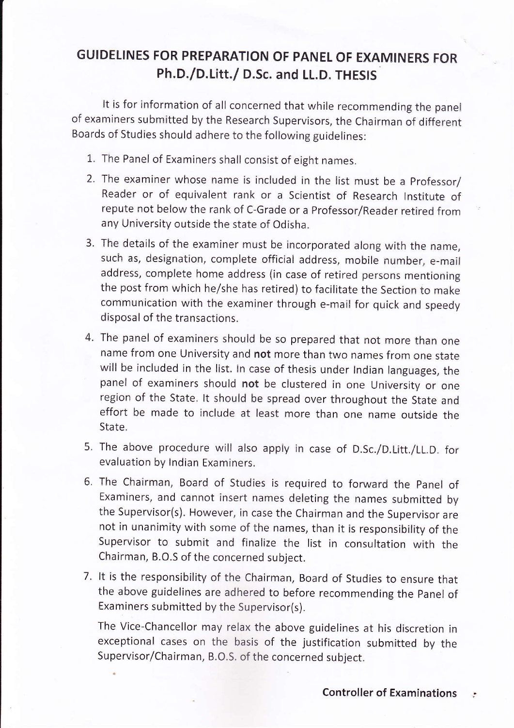# GUIDELINES FOR PREPARATION OF PANEL OF EXAMINERS FOR Ph.D./D.Litt./ D.Sc. and LL.D. THESIS

It is for information of all concerned that while recommending the panel of examiners submitted by the Research Supervisors, the Chairman of different Boards of Studies should adhere to the following guidelines:

1. The Panel of Examiners shall consist of eight names.
2. The examiner whose name is included in the list must be a Professor/ Reader or of equivalent rank or a Scientist of Research Institute of repute not below the rank of C-Grade or a Professor/Reader retired from any University outside the state of Odisha.
3. The details of the examiner must be incorporated along with the name, such as, designation, complete official address, mobile number, e-mail address, complete home address (in case of retired persons mentioning the post from which he/she has retired) to facilitate the Section to make communication with the examiner through e-mail for quick and speedy disposal of the transactions.
4. The panel of examiners should be so prepared that not more than one name from one University and **not** more than two names from one state will be included in the list. In case of thesis under Indian languages, the panel of examiners should **not** be clustered in one University or one region of the State. It should be spread over throughout the State and effort be made to include at least more than one name outside the State.
5. The above procedure will also apply in case of D.Sc./D.Litt./LL.D. for evaluation by Indian Examiners.
6. The Chairman, Board of Studies is required to forward the Panel of Examiners, and cannot insert names deleting the names submitted by the Supervisor(s). However, in case the Chairman and the Supervisor are not in unanimity with some of the names, than it is responsibility of the Supervisor to submit and finalize the list in consultation with the Chairman, B.O.S of the concerned subject.
7. It is the responsibility of the Chairman, Board of Studies to ensure that the above guidelines are adhered to before recommending the Panel of Examiners submitted by the Supervisor(s).

   The Vice-Chancellor may relax the above guidelines at his discretion in exceptional cases on the basis of the justification submitted by the Supervisor/Chairman, B.O.S. of the concerned subject.

**Controller of Examinations**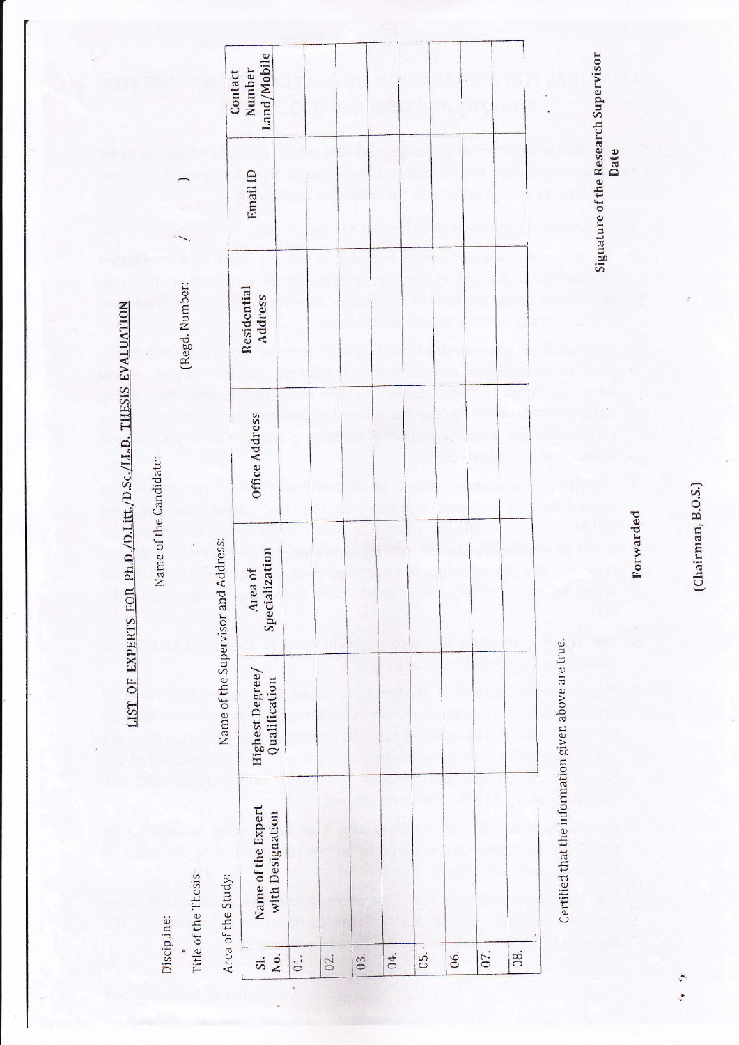## LIST OF EXPERTS FOR Ph.D./D.Litt./D.Sc./LL.D. THESIS EVALUATION

Discipline: Name of the Candidate:

Title of the Thesis: (Regd. Number: / )

Area of the Study: Name of the Supervisor and Address:

| Sl. No. | Name of the Expert with Designation | Highest Degree/ Qualification | Area of Specialization | Office Address | Residential Address | Email ID | Contact Number Land/Mobile |
|---|---|---|---|---|---|---|---|
| 01. | | | | | | | |
| 02. | | | | | | | |
| 03. | | | | | | | |
| 04. | | | | | | | |
| 05. | | | | | | | |
| 06. | | | | | | | |
| 07. | | | | | | | |
| 08. | | | | | | | |

Certified that the information given above are true.

Signature of the Research Supervisor

Date

Forwarded

(Chairman, B.O.S.)